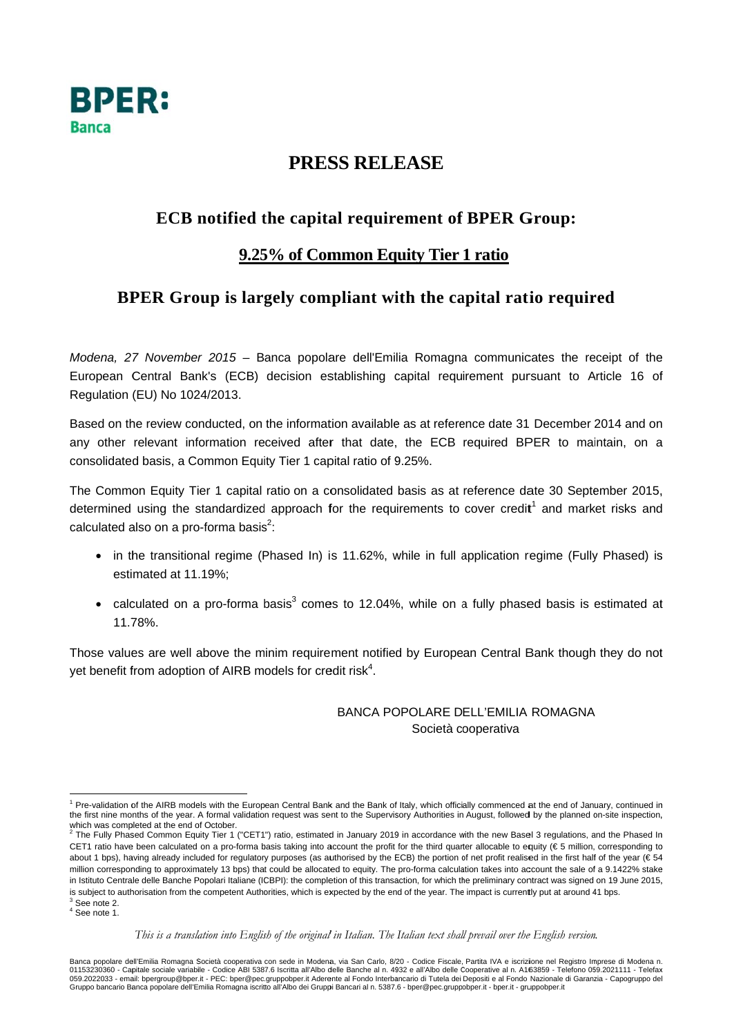**BPER:**
**Banca**

# PRESS RELEASE

## ECB notified the capital requirement of BPER Group:

## 9.25% of Common Equity Tier 1 ratio

## BPER Group is largely compliant with the capital ratio required

*Modena, 27 November 2015* – Banca popolare dell'Emilia Romagna communicates the receipt of the European Central Bank's (ECB) decision establishing capital requirement pursuant to Article 16 of Regulation (EU) No 1024/2013.

Based on the review conducted, on the information available as at reference date 31 December 2014 and on any other relevant information received after that date, the ECB required BPER to maintain, on a consolidated basis, a Common Equity Tier 1 capital ratio of 9.25%.

The Common Equity Tier 1 capital ratio on a consolidated basis as at reference date 30 September 2015, determined using the standardized approach for the requirements to cover credit[1] and market risks and calculated also on a pro-forma basis[2]:

- in the transitional regime (Phased In) is 11.62%, while in full application regime (Fully Phased) is estimated at 11.19%;
- calculated on a pro-forma basis[3] comes to 12.04%, while on a fully phased basis is estimated at 11.78%.

Those values are well above the minim requirement notified by European Central Bank though they do not yet benefit from adoption of AIRB models for credit risk[4].

BANCA POPOLARE DELL'EMILIA ROMAGNA
Società cooperativa

---

[1] Pre-validation of the AIRB models with the European Central Bank and the Bank of Italy, which officially commenced at the end of January, continued in the first nine months of the year. A formal validation request was sent to the Supervisory Authorities in August, followed by the planned on-site inspection, which was completed at the end of October.

[2] The Fully Phased Common Equity Tier 1 ("CET1") ratio, estimated in January 2019 in accordance with the new Basel 3 regulations, and the Phased In CET1 ratio have been calculated on a pro-forma basis taking into account the profit for the third quarter allocable to equity (€ 5 million, corresponding to about 1 bps), having already included for regulatory purposes (as authorised by the ECB) the portion of net profit realised in the first half of the year (€ 54 million corresponding to approximately 13 bps) that could be allocated to equity. The pro-forma calculation takes into account the sale of a 9.1422% stake in Istituto Centrale delle Banche Popolari Italiane (ICBPI): the completion of this transaction, for which the preliminary contract was signed on 19 June 2015, is subject to authorisation from the competent Authorities, which is expected by the end of the year. The impact is currently put at around 41 bps.

[3] See note 2.

[4] See note 1.

*This is a translation into English of the original in Italian. The Italian text shall prevail over the English version.*

Banca popolare dell'Emilia Romagna Società cooperativa con sede in Modena, via San Carlo, 8/20 - Codice Fiscale, Partita IVA e iscrizione nel Registro Imprese di Modena n. 01153230360 - Capitale sociale variabile - Codice ABI 5387.6 Iscritta all'Albo delle Banche al n. 4932 e all'Albo delle Cooperative al n. A163859 - Telefono 059.2021111 - Telefax 059.2022033 - email: bpergroup@bper.it - PEC: bper@pec.gruppobper.it Aderente al Fondo Interbancario di Tutela dei Depositi e al Fondo Nazionale di Garanzia - Capogruppo del Gruppo bancario Banca popolare dell'Emilia Romagna iscritto all'Albo dei Gruppi Bancari al n. 5387.6 - bper@pec.gruppobper.it - bper.it - gruppobper.it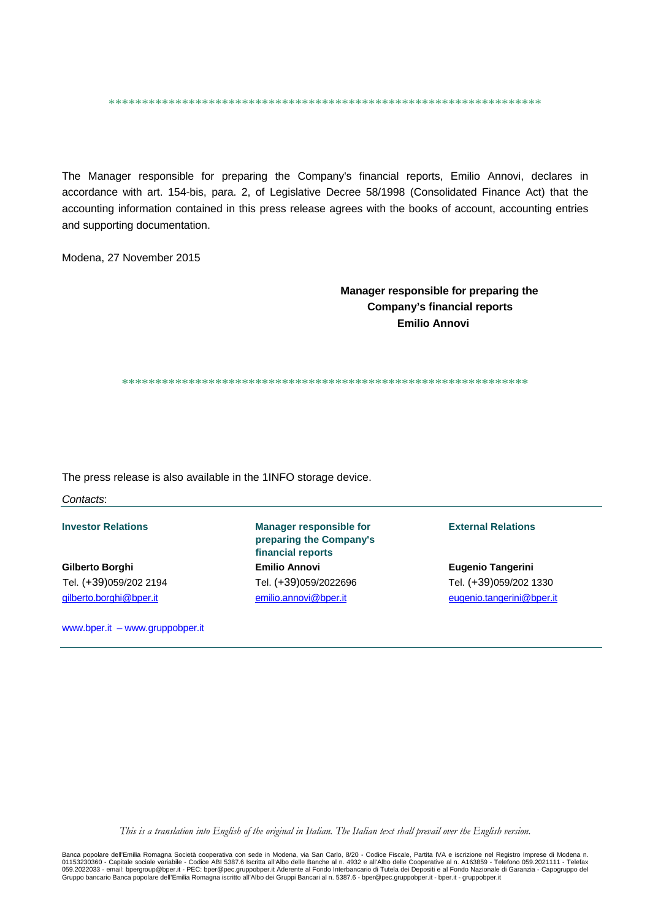*****************************************************************

The Manager responsible for preparing the Company's financial reports, Emilio Annovi, declares in accordance with art. 154-bis, para. 2, of Legislative Decree 58/1998 (Consolidated Finance Act) that the accounting information contained in this press release agrees with the books of account, accounting entries and supporting documentation.

Modena, 27 November 2015

**Manager responsible for preparing the Company's financial reports**
**Emilio Annovi**

*************************************************************

The press release is also available in the 1INFO storage device.

*Contacts*:

| Investor Relations | Manager responsible for preparing the Company's financial reports | External Relations |
|---|---|---|
| **Gilberto Borghi** | **Emilio Annovi** | **Eugenio Tangerini** |
| Tel. (+39)059/202 2194 | Tel. (+39)059/2022696 | Tel. (+39)059/202 1330 |
| gilberto.borghi@bper.it | emilio.annovi@bper.it | eugenio.tangerini@bper.it |

www.bper.it – www.gruppobper.it

*This is a translation into English of the original in Italian. The Italian text shall prevail over the English version.*

Banca popolare dell'Emilia Romagna Società cooperativa con sede in Modena, via San Carlo, 8/20 - Codice Fiscale, Partita IVA e iscrizione nel Registro Imprese di Modena n. 01153230360 - Capitale sociale variabile - Codice ABI 5387.6 Iscritta all'Albo delle Banche al n. 4932 e all'Albo delle Cooperative al n. A163859 - Telefono 059.2021111 - Telefax 059.2022033 - email: bpergroup@bper.it - PEC: bper@pec.gruppobper.it Aderente al Fondo Interbancario di Tutela dei Depositi e al Fondo Nazionale di Garanzia - Capogruppo del Gruppo bancario Banca popolare dell'Emilia Romagna iscritto all'Albo dei Gruppi Bancari al n. 5387.6 - bper@pec.gruppobper.it - bper.it - gruppobper.it